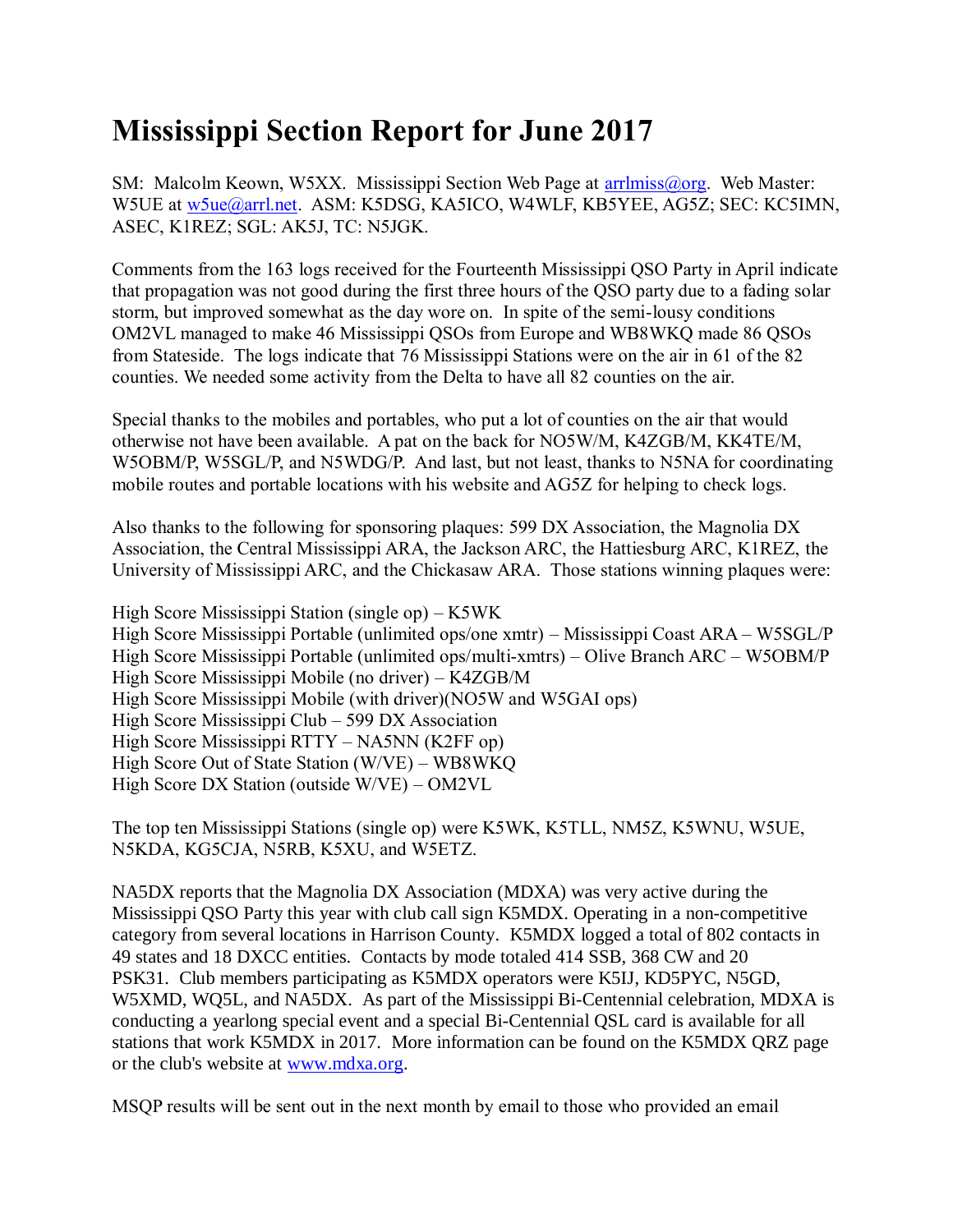# Mississippi Section Report for June 2017

SM: Malcolm Keown, W5XX. Mississippi Section Web Page at arrlmiss@org. Web Master: W5UE at w5ue@arrl.net. ASM: K5DSG, KA5ICO, W4WLF, KB5YEE, AG5Z; SEC: KC5IMN, ASEC, K1REZ; SGL: AK5J, TC: N5JGK.

Comments from the 163 logs received for the Fourteenth Mississippi QSO Party in April indicate that propagation was not good during the first three hours of the QSO party due to a fading solar storm, but improved somewhat as the day wore on. In spite of the semi-lousy conditions OM2VL managed to make 46 Mississippi QSOs from Europe and WB8WKQ made 86 QSOs from Stateside. The logs indicate that 76 Mississippi Stations were on the air in 61 of the 82 counties. We needed some activity from the Delta to have all 82 counties on the air.

Special thanks to the mobiles and portables, who put a lot of counties on the air that would otherwise not have been available. A pat on the back for NO5W/M, K4ZGB/M, KK4TE/M, W5OBM/P, W5SGL/P, and N5WDG/P. And last, but not least, thanks to N5NA for coordinating mobile routes and portable locations with his website and AG5Z for helping to check logs.

Also thanks to the following for sponsoring plaques: 599 DX Association, the Magnolia DX Association, the Central Mississippi ARA, the Jackson ARC, the Hattiesburg ARC, K1REZ, the University of Mississippi ARC, and the Chickasaw ARA. Those stations winning plaques were:

High Score Mississippi Station (single op) – K5WK
High Score Mississippi Portable (unlimited ops/one xmtr) – Mississippi Coast ARA – W5SGL/P
High Score Mississippi Portable (unlimited ops/multi-xmtrs) – Olive Branch ARC – W5OBM/P
High Score Mississippi Mobile (no driver) – K4ZGB/M
High Score Mississippi Mobile (with driver)(NO5W and W5GAI ops)
High Score Mississippi Club – 599 DX Association
High Score Mississippi RTTY – NA5NN (K2FF op)
High Score Out of State Station (W/VE) – WB8WKQ
High Score DX Station (outside W/VE) – OM2VL

The top ten Mississippi Stations (single op) were K5WK, K5TLL, NM5Z, K5WNU, W5UE, N5KDA, KG5CJA, N5RB, K5XU, and W5ETZ.

NA5DX reports that the Magnolia DX Association (MDXA) was very active during the Mississippi QSO Party this year with club call sign K5MDX. Operating in a non-competitive category from several locations in Harrison County. K5MDX logged a total of 802 contacts in 49 states and 18 DXCC entities. Contacts by mode totaled 414 SSB, 368 CW and 20 PSK31. Club members participating as K5MDX operators were K5IJ, KD5PYC, N5GD, W5XMD, WQ5L, and NA5DX. As part of the Mississippi Bi-Centennial celebration, MDXA is conducting a yearlong special event and a special Bi-Centennial QSL card is available for all stations that work K5MDX in 2017. More information can be found on the K5MDX QRZ page or the club's website at www.mdxa.org.

MSQP results will be sent out in the next month by email to those who provided an email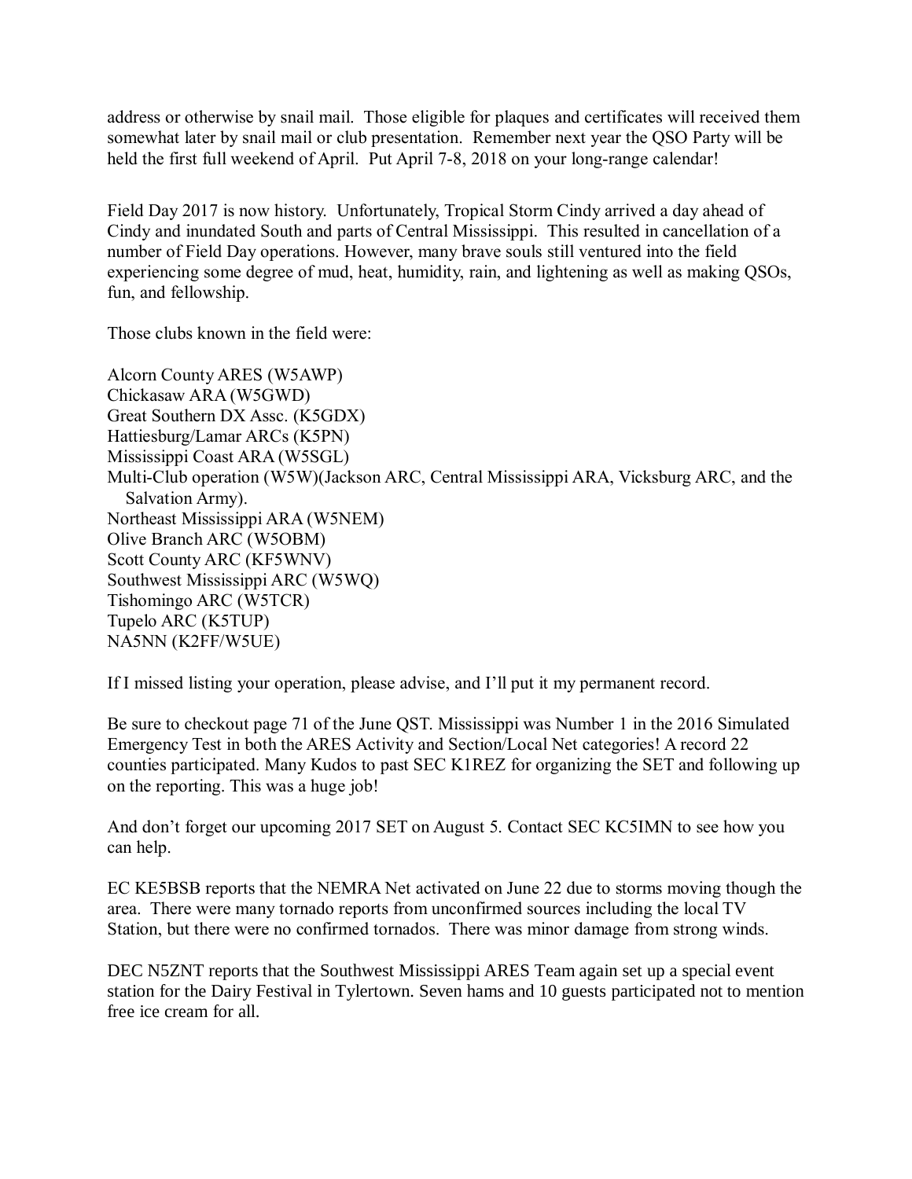address or otherwise by snail mail. Those eligible for plaques and certificates will received them somewhat later by snail mail or club presentation. Remember next year the QSO Party will be held the first full weekend of April. Put April 7-8, 2018 on your long-range calendar!

Field Day 2017 is now history. Unfortunately, Tropical Storm Cindy arrived a day ahead of Cindy and inundated South and parts of Central Mississippi. This resulted in cancellation of a number of Field Day operations. However, many brave souls still ventured into the field experiencing some degree of mud, heat, humidity, rain, and lightening as well as making QSOs, fun, and fellowship.

Those clubs known in the field were:

Alcorn County ARES (W5AWP)
Chickasaw ARA (W5GWD)
Great Southern DX Assc. (K5GDX)
Hattiesburg/Lamar ARCs (K5PN)
Mississippi Coast ARA (W5SGL)
Multi-Club operation (W5W)(Jackson ARC, Central Mississippi ARA, Vicksburg ARC, and the Salvation Army).
Northeast Mississippi ARA (W5NEM)
Olive Branch ARC (W5OBM)
Scott County ARC (KF5WNV)
Southwest Mississippi ARC (W5WQ)
Tishomingo ARC (W5TCR)
Tupelo ARC (K5TUP)
NA5NN (K2FF/W5UE)

If I missed listing your operation, please advise, and I'll put it my permanent record.

Be sure to checkout page 71 of the June QST. Mississippi was Number 1 in the 2016 Simulated Emergency Test in both the ARES Activity and Section/Local Net categories! A record 22 counties participated. Many Kudos to past SEC K1REZ for organizing the SET and following up on the reporting. This was a huge job!

And don't forget our upcoming 2017 SET on August 5. Contact SEC KC5IMN to see how you can help.

EC KE5BSB reports that the NEMRA Net activated on June 22 due to storms moving though the area. There were many tornado reports from unconfirmed sources including the local TV Station, but there were no confirmed tornados. There was minor damage from strong winds.

DEC N5ZNT reports that the Southwest Mississippi ARES Team again set up a special event station for the Dairy Festival in Tylertown. Seven hams and 10 guests participated not to mention free ice cream for all.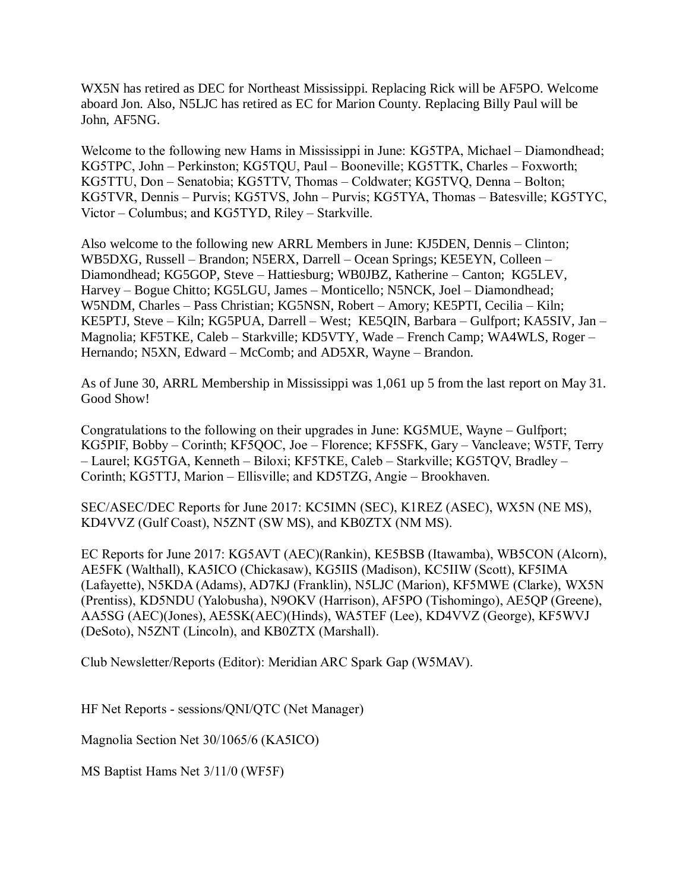WX5N has retired as DEC for Northeast Mississippi. Replacing Rick will be AF5PO. Welcome aboard Jon. Also, N5LJC has retired as EC for Marion County. Replacing Billy Paul will be John, AF5NG.

Welcome to the following new Hams in Mississippi in June: KG5TPA, Michael – Diamondhead; KG5TPC, John – Perkinston; KG5TQU, Paul – Booneville; KG5TTK, Charles – Foxworth; KG5TTU, Don – Senatobia; KG5TTV, Thomas – Coldwater; KG5TVQ, Denna – Bolton; KG5TVR, Dennis – Purvis; KG5TVS, John – Purvis; KG5TYA, Thomas – Batesville; KG5TYC, Victor – Columbus; and KG5TYD, Riley – Starkville.

Also welcome to the following new ARRL Members in June: KJ5DEN, Dennis – Clinton; WB5DXG, Russell – Brandon; N5ERX, Darrell – Ocean Springs; KE5EYN, Colleen – Diamondhead; KG5GOP, Steve – Hattiesburg; WB0JBZ, Katherine – Canton; KG5LEV, Harvey – Bogue Chitto; KG5LGU, James – Monticello; N5NCK, Joel – Diamondhead; W5NDM, Charles – Pass Christian; KG5NSN, Robert – Amory; KE5PTI, Cecilia – Kiln; KE5PTJ, Steve – Kiln; KG5PUA, Darrell – West; KE5QIN, Barbara – Gulfport; KA5SIV, Jan – Magnolia; KF5TKE, Caleb – Starkville; KD5VTY, Wade – French Camp; WA4WLS, Roger – Hernando; N5XN, Edward – McComb; and AD5XR, Wayne – Brandon.

As of June 30, ARRL Membership in Mississippi was 1,061 up 5 from the last report on May 31. Good Show!

Congratulations to the following on their upgrades in June: KG5MUE, Wayne – Gulfport; KG5PIF, Bobby – Corinth; KF5QOC, Joe – Florence; KF5SFK, Gary – Vancleave; W5TF, Terry – Laurel; KG5TGA, Kenneth – Biloxi; KF5TKE, Caleb – Starkville; KG5TQV, Bradley – Corinth; KG5TTJ, Marion – Ellisville; and KD5TZG, Angie – Brookhaven.

SEC/ASEC/DEC Reports for June 2017: KC5IMN (SEC), K1REZ (ASEC), WX5N (NE MS), KD4VVZ (Gulf Coast), N5ZNT (SW MS), and KB0ZTX (NM MS).

EC Reports for June 2017: KG5AVT (AEC)(Rankin), KE5BSB (Itawamba), WB5CON (Alcorn), AE5FK (Walthall), KA5ICO (Chickasaw), KG5IIS (Madison), KC5IIW (Scott), KF5IMA (Lafayette), N5KDA (Adams), AD7KJ (Franklin), N5LJC (Marion), KF5MWE (Clarke), WX5N (Prentiss), KD5NDU (Yalobusha), N9OKV (Harrison), AF5PO (Tishomingo), AE5QP (Greene), AA5SG (AEC)(Jones), AE5SK(AEC)(Hinds), WA5TEF (Lee), KD4VVZ (George), KF5WVJ (DeSoto), N5ZNT (Lincoln), and KB0ZTX (Marshall).

Club Newsletter/Reports (Editor): Meridian ARC Spark Gap (W5MAV).

HF Net Reports - sessions/QNI/QTC (Net Manager)

Magnolia Section Net 30/1065/6 (KA5ICO)

MS Baptist Hams Net 3/11/0 (WF5F)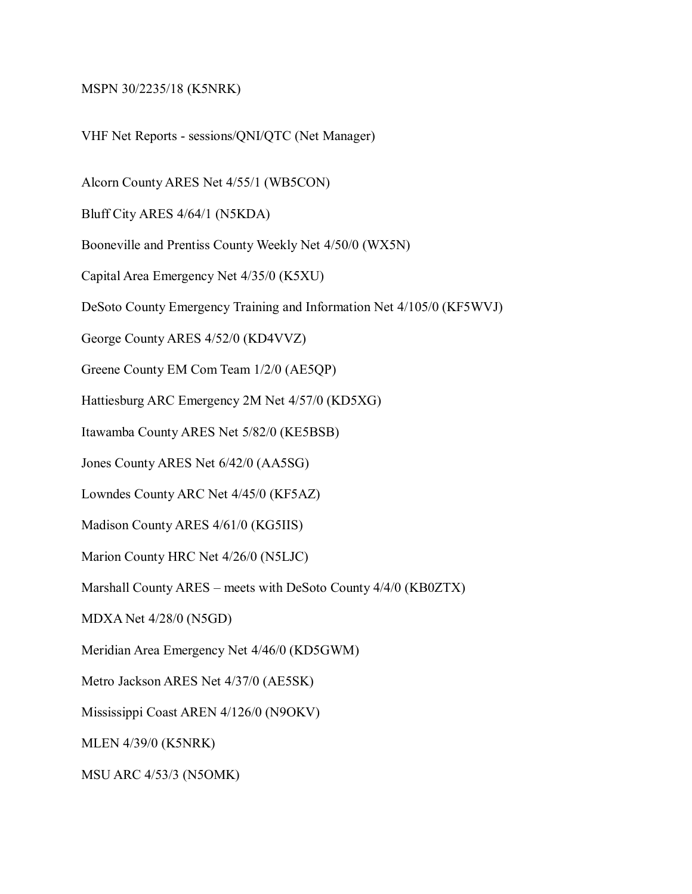MSPN 30/2235/18 (K5NRK)

VHF Net Reports - sessions/QNI/QTC (Net Manager)

Alcorn County ARES Net 4/55/1 (WB5CON)

Bluff City ARES 4/64/1 (N5KDA)

Booneville and Prentiss County Weekly Net 4/50/0 (WX5N)

Capital Area Emergency Net 4/35/0 (K5XU)

DeSoto County Emergency Training and Information Net 4/105/0 (KF5WVJ)

George County ARES 4/52/0 (KD4VVZ)

Greene County EM Com Team 1/2/0 (AE5QP)

Hattiesburg ARC Emergency 2M Net 4/57/0 (KD5XG)

Itawamba County ARES Net 5/82/0 (KE5BSB)

Jones County ARES Net 6/42/0 (AA5SG)

Lowndes County ARC Net 4/45/0 (KF5AZ)

Madison County ARES 4/61/0 (KG5IIS)

Marion County HRC Net 4/26/0 (N5LJC)

Marshall County ARES – meets with DeSoto County 4/4/0 (KB0ZTX)

MDXA Net 4/28/0 (N5GD)

Meridian Area Emergency Net 4/46/0 (KD5GWM)

Metro Jackson ARES Net 4/37/0 (AE5SK)

Mississippi Coast AREN 4/126/0 (N9OKV)

MLEN 4/39/0 (K5NRK)

MSU ARC 4/53/3 (N5OMK)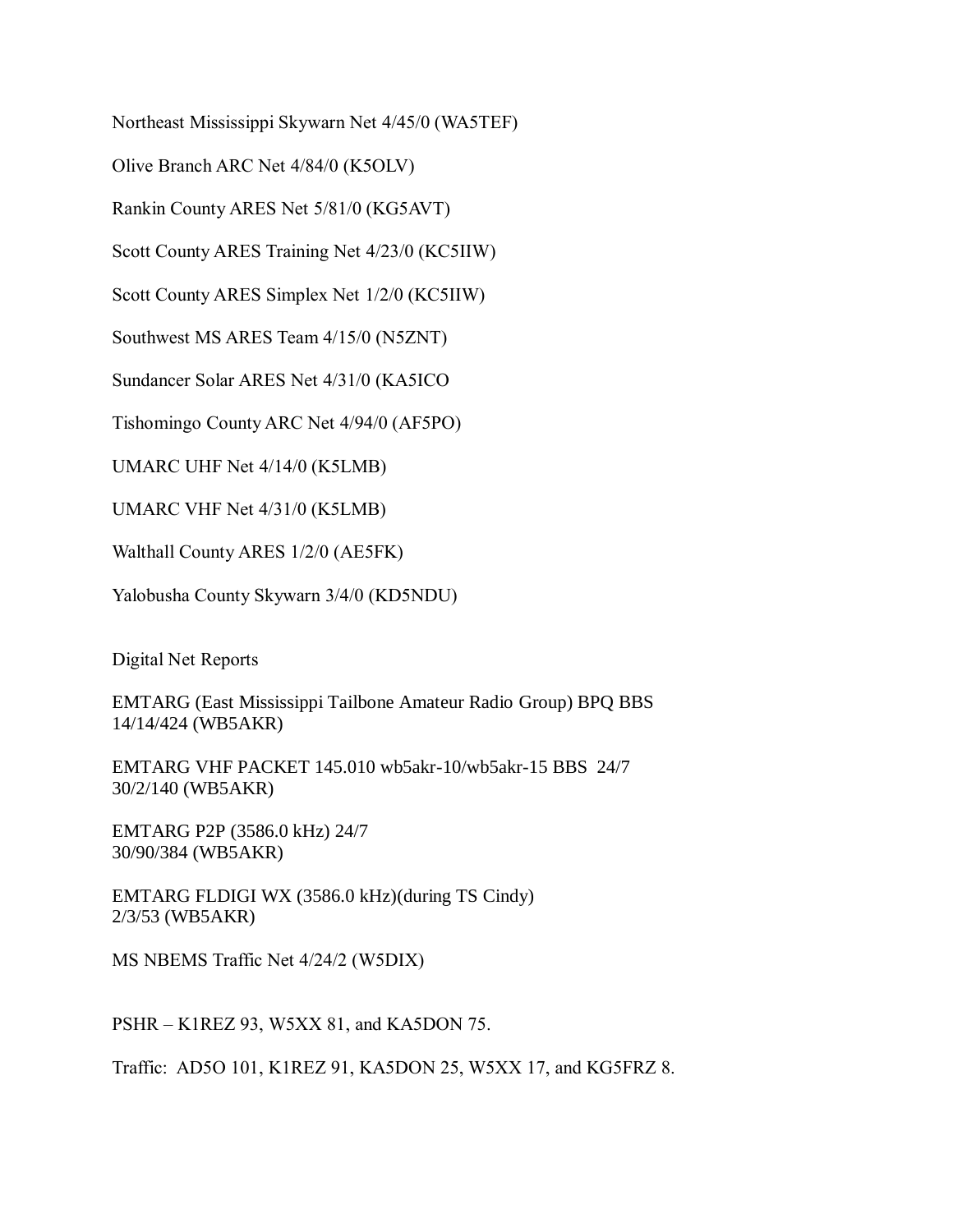Northeast Mississippi Skywarn Net 4/45/0 (WA5TEF)

Olive Branch ARC Net 4/84/0 (K5OLV)

Rankin County ARES Net 5/81/0 (KG5AVT)

Scott County ARES Training Net 4/23/0 (KC5IIW)

Scott County ARES Simplex Net 1/2/0 (KC5IIW)

Southwest MS ARES Team 4/15/0 (N5ZNT)

Sundancer Solar ARES Net 4/31/0 (KA5ICO

Tishomingo County ARC Net 4/94/0 (AF5PO)

UMARC UHF Net 4/14/0 (K5LMB)

UMARC VHF Net 4/31/0 (K5LMB)

Walthall County ARES 1/2/0 (AE5FK)

Yalobusha County Skywarn 3/4/0 (KD5NDU)

Digital Net Reports

EMTARG (East Mississippi Tailbone Amateur Radio Group) BPQ BBS
14/14/424 (WB5AKR)

EMTARG VHF PACKET 145.010 wb5akr-10/wb5akr-15 BBS 24/7
30/2/140 (WB5AKR)

EMTARG P2P (3586.0 kHz) 24/7
30/90/384 (WB5AKR)

EMTARG FLDIGI WX (3586.0 kHz)(during TS Cindy)
2/3/53 (WB5AKR)

MS NBEMS Traffic Net 4/24/2 (W5DIX)

PSHR – K1REZ 93, W5XX 81, and KA5DON 75.

Traffic: AD5O 101, K1REZ 91, KA5DON 25, W5XX 17, and KG5FRZ 8.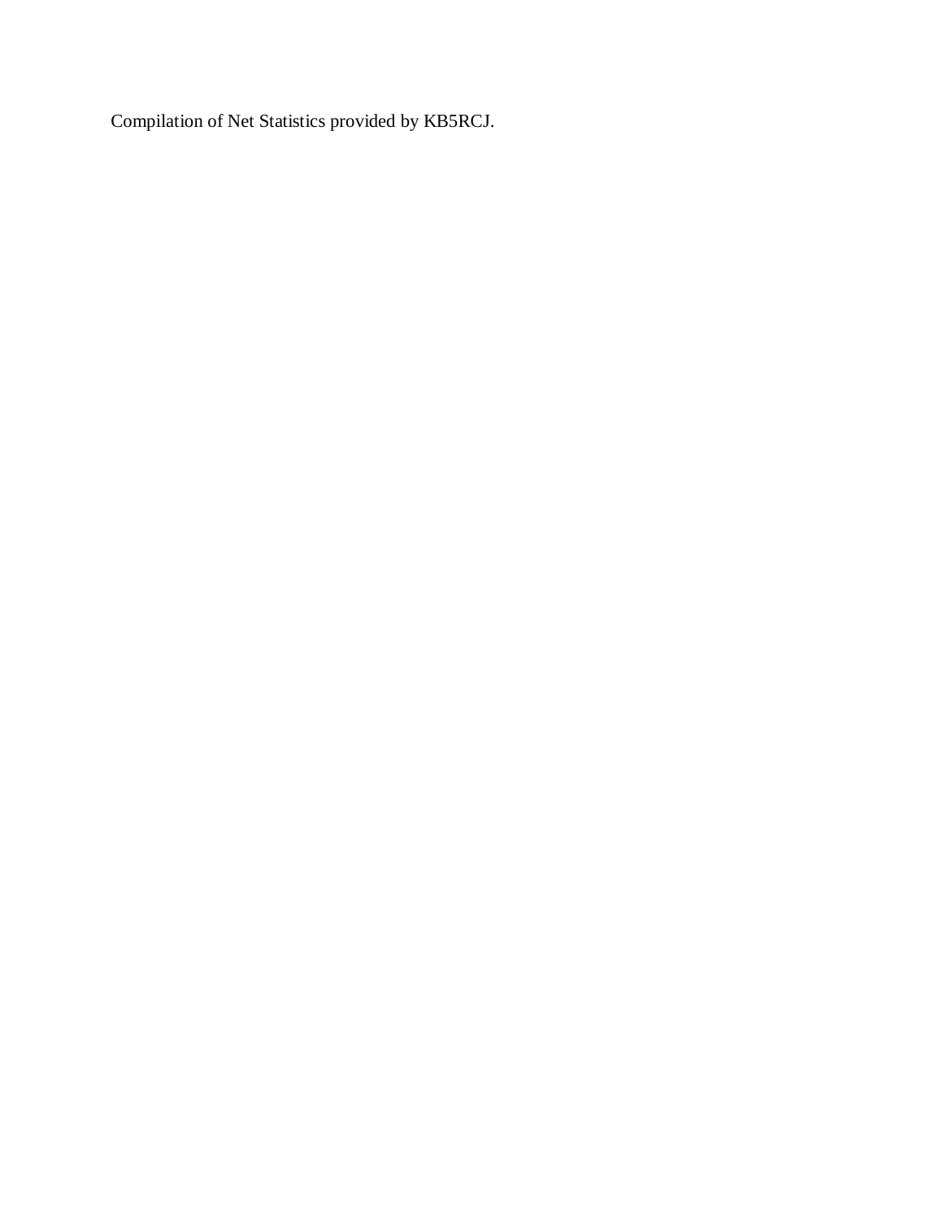Compilation of Net Statistics provided by KB5RCJ.